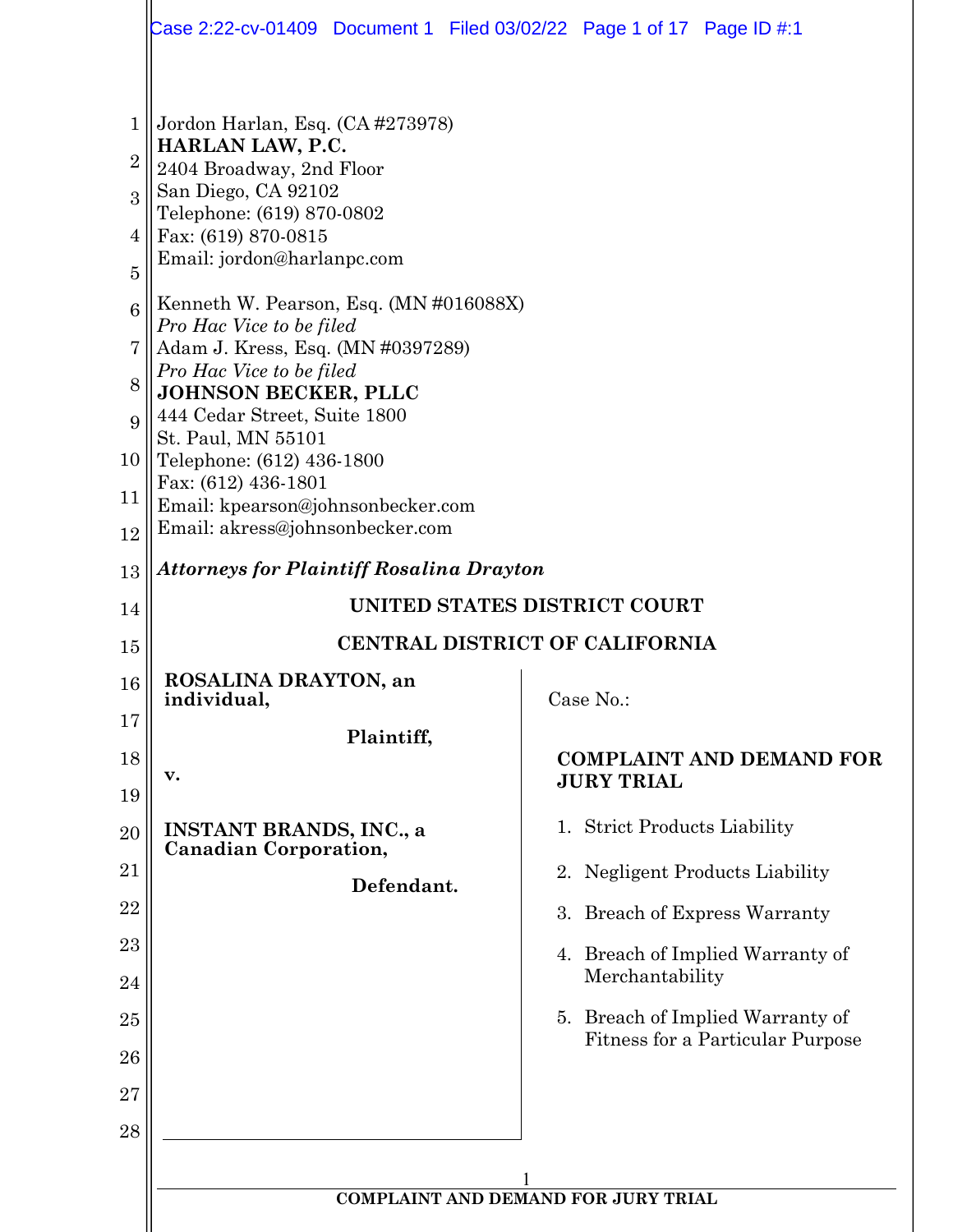Jordon Harlan, Esq. (CA #273978)
**HARLAN LAW, P.C.**
2404 Broadway, 2nd Floor
San Diego, CA 92102
Telephone: (619) 870-0802
Fax: (619) 870-0815
Email: jordon@harlanpc.com

Kenneth W. Pearson, Esq. (MN #016088X)
*Pro Hac Vice to be filed*
Adam J. Kress, Esq. (MN #0397289)
*Pro Hac Vice to be filed*
**JOHNSON BECKER, PLLC**
444 Cedar Street, Suite 1800
St. Paul, MN 55101
Telephone: (612) 436-1800
Fax: (612) 436-1801
Email: kpearson@johnsonbecker.com
Email: akress@johnsonbecker.com

***Attorneys for Plaintiff Rosalina Drayton***

**UNITED STATES DISTRICT COURT**

**CENTRAL DISTRICT OF CALIFORNIA**

**ROSALINA DRAYTON, an individual,**

**Plaintiff,**

**v.**

**INSTANT BRANDS, INC., a Canadian Corporation,**

**Defendant.**

Case No.:

**COMPLAINT AND DEMAND FOR JURY TRIAL**

1. Strict Products Liability
2. Negligent Products Liability
3. Breach of Express Warranty
4. Breach of Implied Warranty of Merchantability
5. Breach of Implied Warranty of Fitness for a Particular Purpose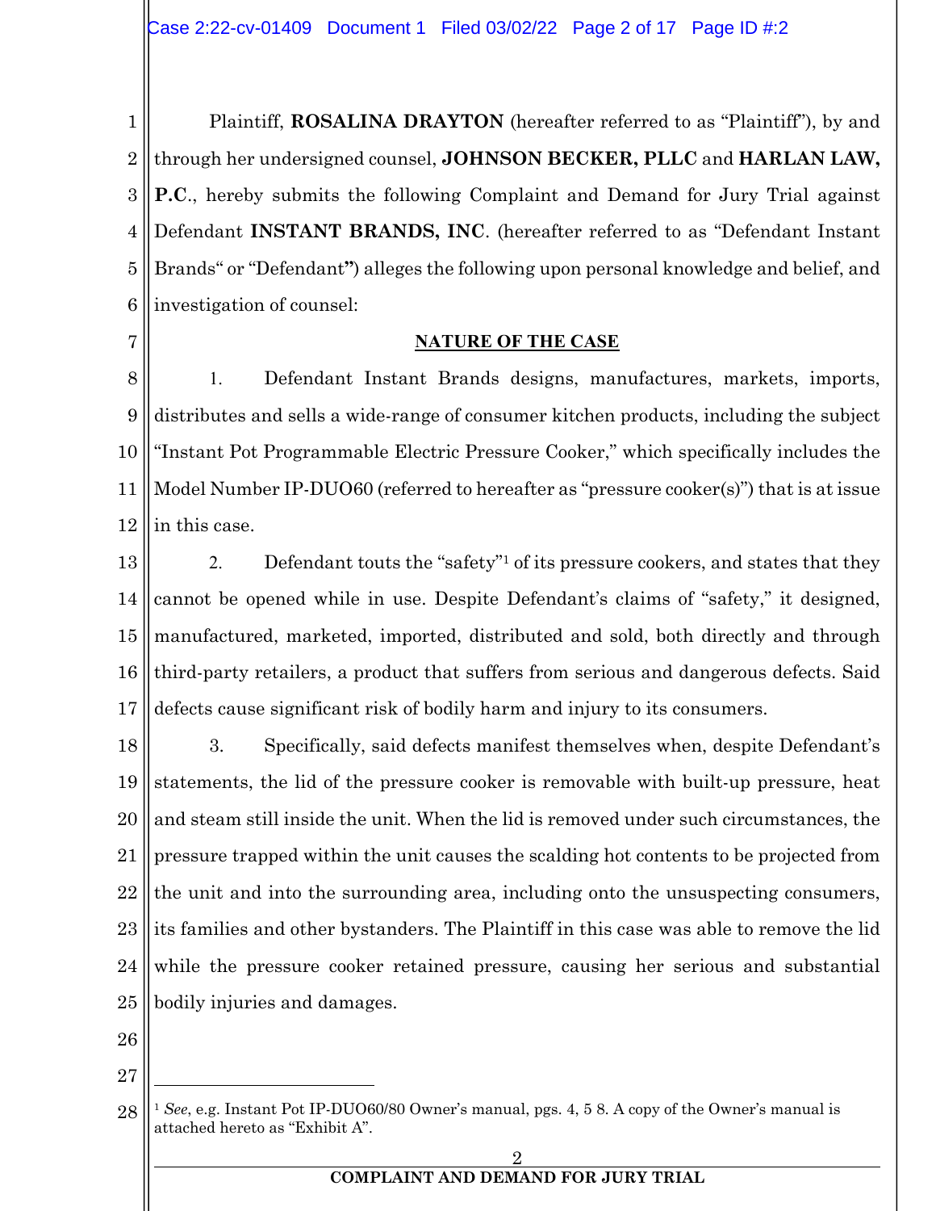Plaintiff, **ROSALINA DRAYTON** (hereafter referred to as "Plaintiff"), by and through her undersigned counsel, **JOHNSON BECKER, PLLC** and **HARLAN LAW, P.C.**, hereby submits the following Complaint and Demand for Jury Trial against Defendant **INSTANT BRANDS, INC**. (hereafter referred to as "Defendant Instant Brands" or "Defendant") alleges the following upon personal knowledge and belief, and investigation of counsel:

## NATURE OF THE CASE

1. Defendant Instant Brands designs, manufactures, markets, imports, distributes and sells a wide-range of consumer kitchen products, including the subject "Instant Pot Programmable Electric Pressure Cooker," which specifically includes the Model Number IP-DUO60 (referred to hereafter as "pressure cooker(s)") that is at issue in this case.

2. Defendant touts the "safety"[1] of its pressure cookers, and states that they cannot be opened while in use. Despite Defendant's claims of "safety," it designed, manufactured, marketed, imported, distributed and sold, both directly and through third-party retailers, a product that suffers from serious and dangerous defects. Said defects cause significant risk of bodily harm and injury to its consumers.

3. Specifically, said defects manifest themselves when, despite Defendant's statements, the lid of the pressure cooker is removable with built-up pressure, heat and steam still inside the unit. When the lid is removed under such circumstances, the pressure trapped within the unit causes the scalding hot contents to be projected from the unit and into the surrounding area, including onto the unsuspecting consumers, its families and other bystanders. The Plaintiff in this case was able to remove the lid while the pressure cooker retained pressure, causing her serious and substantial bodily injuries and damages.

---

[1] *See*, e.g. Instant Pot IP-DUO60/80 Owner's manual, pgs. 4, 5 8. A copy of the Owner's manual is attached hereto as "Exhibit A".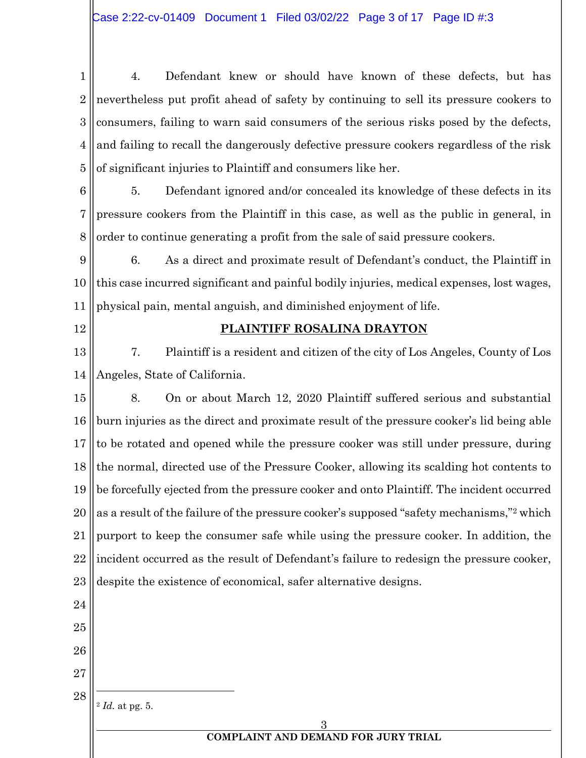4. Defendant knew or should have known of these defects, but has nevertheless put profit ahead of safety by continuing to sell its pressure cookers to consumers, failing to warn said consumers of the serious risks posed by the defects, and failing to recall the dangerously defective pressure cookers regardless of the risk of significant injuries to Plaintiff and consumers like her.

5. Defendant ignored and/or concealed its knowledge of these defects in its pressure cookers from the Plaintiff in this case, as well as the public in general, in order to continue generating a profit from the sale of said pressure cookers.

6. As a direct and proximate result of Defendant's conduct, the Plaintiff in this case incurred significant and painful bodily injuries, medical expenses, lost wages, physical pain, mental anguish, and diminished enjoyment of life.

**PLAINTIFF ROSALINA DRAYTON**

7. Plaintiff is a resident and citizen of the city of Los Angeles, County of Los Angeles, State of California.

8. On or about March 12, 2020 Plaintiff suffered serious and substantial burn injuries as the direct and proximate result of the pressure cooker's lid being able to be rotated and opened while the pressure cooker was still under pressure, during the normal, directed use of the Pressure Cooker, allowing its scalding hot contents to be forcefully ejected from the pressure cooker and onto Plaintiff. The incident occurred as a result of the failure of the pressure cooker's supposed "safety mechanisms,"[2] which purport to keep the consumer safe while using the pressure cooker. In addition, the incident occurred as the result of Defendant's failure to redesign the pressure cooker, despite the existence of economical, safer alternative designs.

---

[2] *Id.* at pg. 5.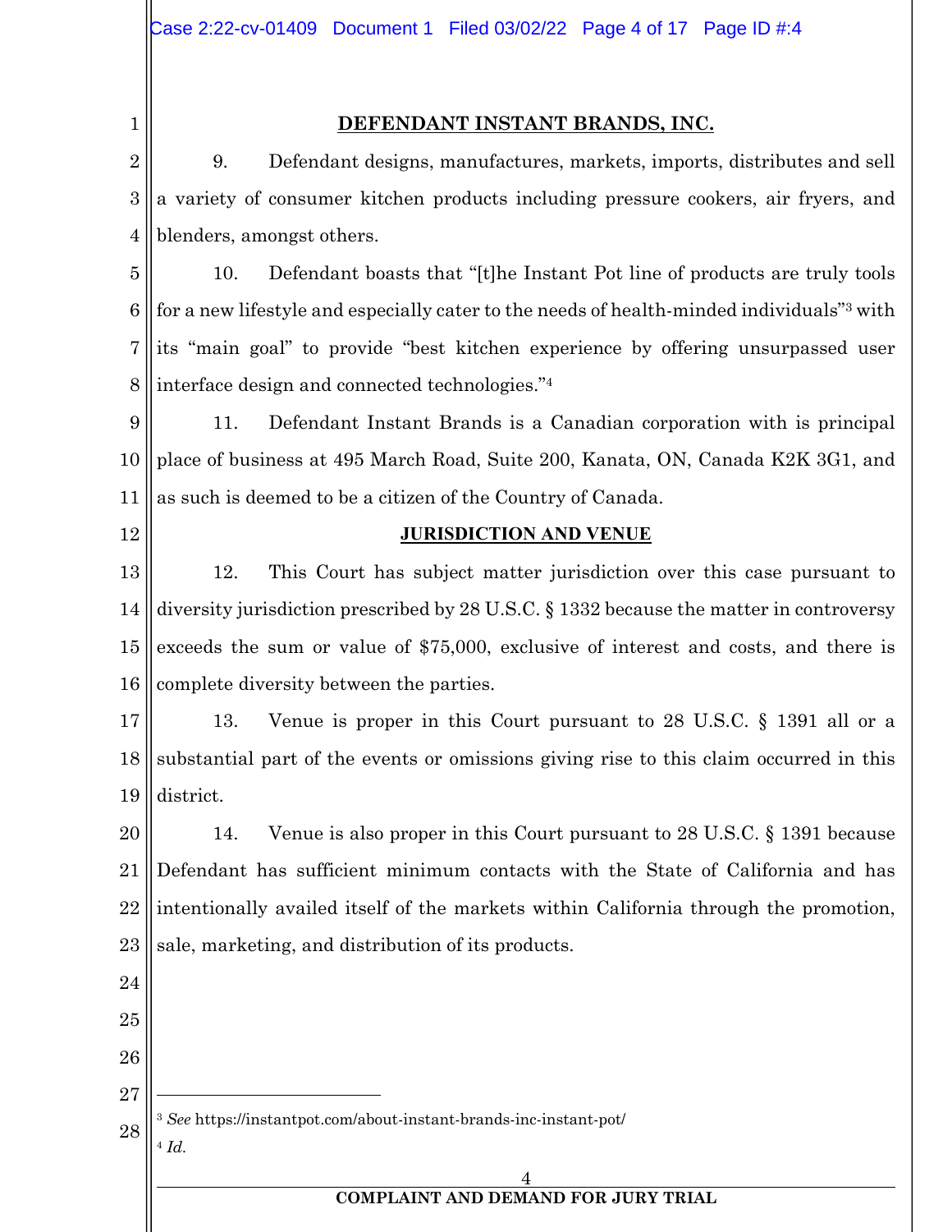**DEFENDANT INSTANT BRANDS, INC.**

9. Defendant designs, manufactures, markets, imports, distributes and sell a variety of consumer kitchen products including pressure cookers, air fryers, and blenders, amongst others.

10. Defendant boasts that "[t]he Instant Pot line of products are truly tools for a new lifestyle and especially cater to the needs of health-minded individuals"[3] with its "main goal" to provide "best kitchen experience by offering unsurpassed user interface design and connected technologies."[4]

11. Defendant Instant Brands is a Canadian corporation with is principal place of business at 495 March Road, Suite 200, Kanata, ON, Canada K2K 3G1, and as such is deemed to be a citizen of the Country of Canada.

**JURISDICTION AND VENUE**

12. This Court has subject matter jurisdiction over this case pursuant to diversity jurisdiction prescribed by 28 U.S.C. § 1332 because the matter in controversy exceeds the sum or value of $75,000, exclusive of interest and costs, and there is complete diversity between the parties.

13. Venue is proper in this Court pursuant to 28 U.S.C. § 1391 all or a substantial part of the events or omissions giving rise to this claim occurred in this district.

14. Venue is also proper in this Court pursuant to 28 U.S.C. § 1391 because Defendant has sufficient minimum contacts with the State of California and has intentionally availed itself of the markets within California through the promotion, sale, marketing, and distribution of its products.

---

[3] *See* https://instantpot.com/about-instant-brands-inc-instant-pot/

[4] *Id.*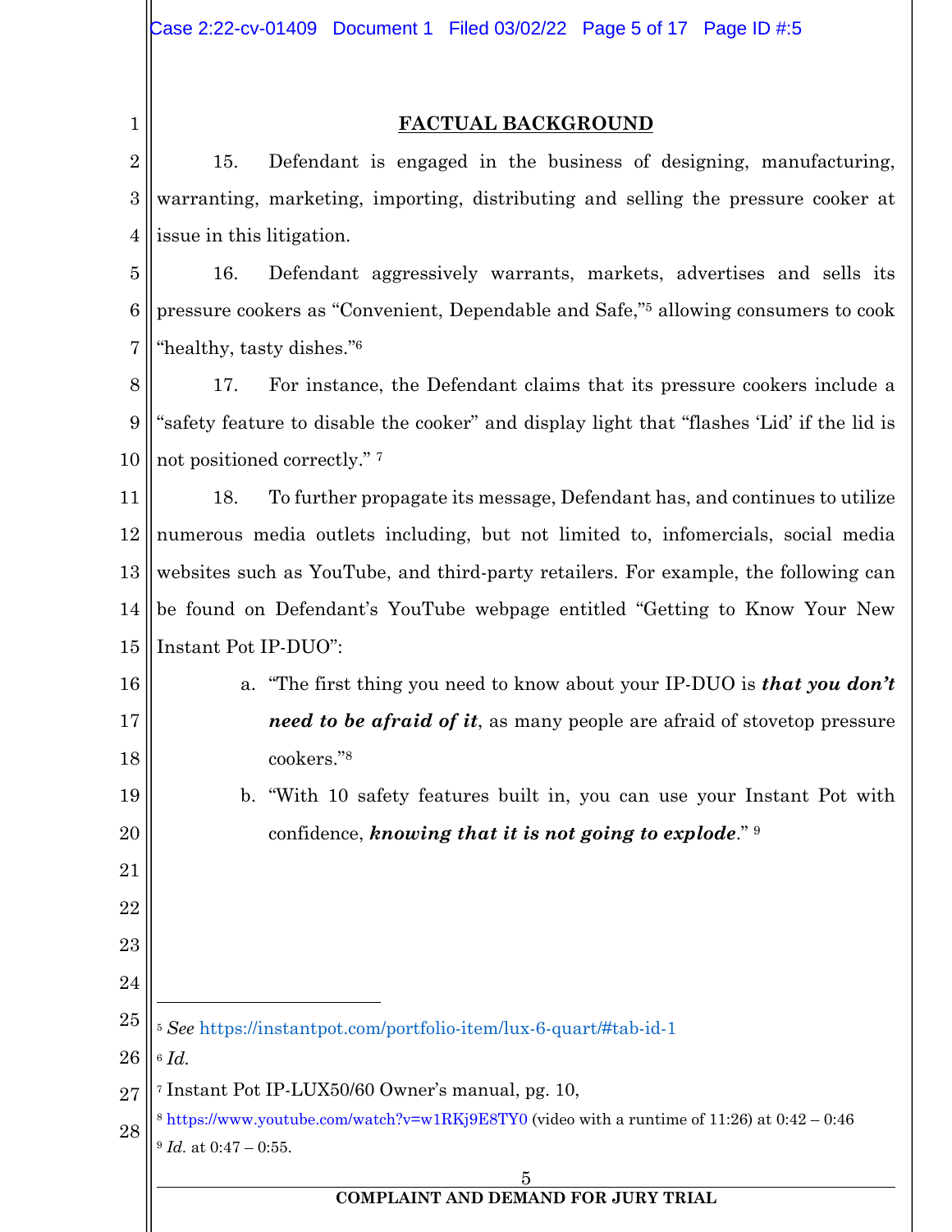## FACTUAL BACKGROUND

15. Defendant is engaged in the business of designing, manufacturing, warranting, marketing, importing, distributing and selling the pressure cooker at issue in this litigation.

16. Defendant aggressively warrants, markets, advertises and sells its pressure cookers as "Convenient, Dependable and Safe,"[5] allowing consumers to cook "healthy, tasty dishes."[6]

17. For instance, the Defendant claims that its pressure cookers include a "safety feature to disable the cooker" and display light that "flashes 'Lid' if the lid is not positioned correctly." [7]

18. To further propagate its message, Defendant has, and continues to utilize numerous media outlets including, but not limited to, infomercials, social media websites such as YouTube, and third-party retailers. For example, the following can be found on Defendant's YouTube webpage entitled "Getting to Know Your New Instant Pot IP-DUO":

a. "The first thing you need to know about your IP-DUO is ***that you don't need to be afraid of it***, as many people are afraid of stovetop pressure cookers."[8]

b. "With 10 safety features built in, you can use your Instant Pot with confidence, ***knowing that it is not going to explode***." [9]

---

[5] *See* https://instantpot.com/portfolio-item/lux-6-quart/#tab-id-1

[6] *Id.*

[7] Instant Pot IP-LUX50/60 Owner's manual, pg. 10,

[8] https://www.youtube.com/watch?v=w1RKj9E8TY0 (video with a runtime of 11:26) at 0:42 – 0:46

[9] *Id.* at 0:47 – 0:55.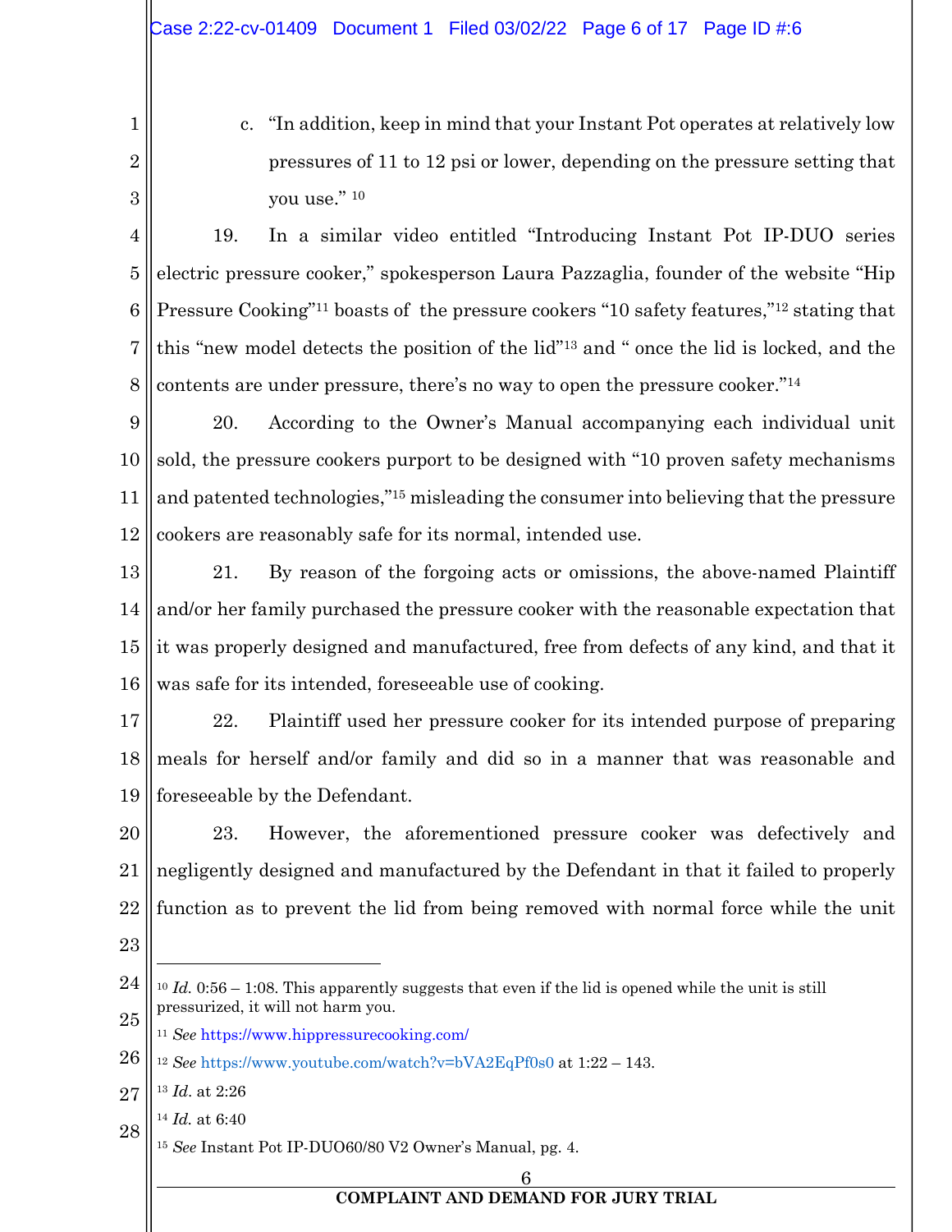c. "In addition, keep in mind that your Instant Pot operates at relatively low pressures of 11 to 12 psi or lower, depending on the pressure setting that you use." [10]

19. In a similar video entitled "Introducing Instant Pot IP-DUO series electric pressure cooker," spokesperson Laura Pazzaglia, founder of the website "Hip Pressure Cooking"[11] boasts of the pressure cookers "10 safety features,"[12] stating that this "new model detects the position of the lid"[13] and " once the lid is locked, and the contents are under pressure, there's no way to open the pressure cooker."[14]

20. According to the Owner's Manual accompanying each individual unit sold, the pressure cookers purport to be designed with "10 proven safety mechanisms and patented technologies,"[15] misleading the consumer into believing that the pressure cookers are reasonably safe for its normal, intended use.

21. By reason of the forgoing acts or omissions, the above-named Plaintiff and/or her family purchased the pressure cooker with the reasonable expectation that it was properly designed and manufactured, free from defects of any kind, and that it was safe for its intended, foreseeable use of cooking.

22. Plaintiff used her pressure cooker for its intended purpose of preparing meals for herself and/or family and did so in a manner that was reasonable and foreseeable by the Defendant.

23. However, the aforementioned pressure cooker was defectively and negligently designed and manufactured by the Defendant in that it failed to properly function as to prevent the lid from being removed with normal force while the unit

---

[10] *Id.* 0:56 – 1:08. This apparently suggests that even if the lid is opened while the unit is still pressurized, it will not harm you.

[11] *See* https://www.hippressurecooking.com/

[12] *See* https://www.youtube.com/watch?v=bVA2EqPf0s0 at 1:22 – 143.

[13] *Id.* at 2:26

[14] *Id.* at 6:40

[15] *See* Instant Pot IP-DUO60/80 V2 Owner's Manual, pg. 4.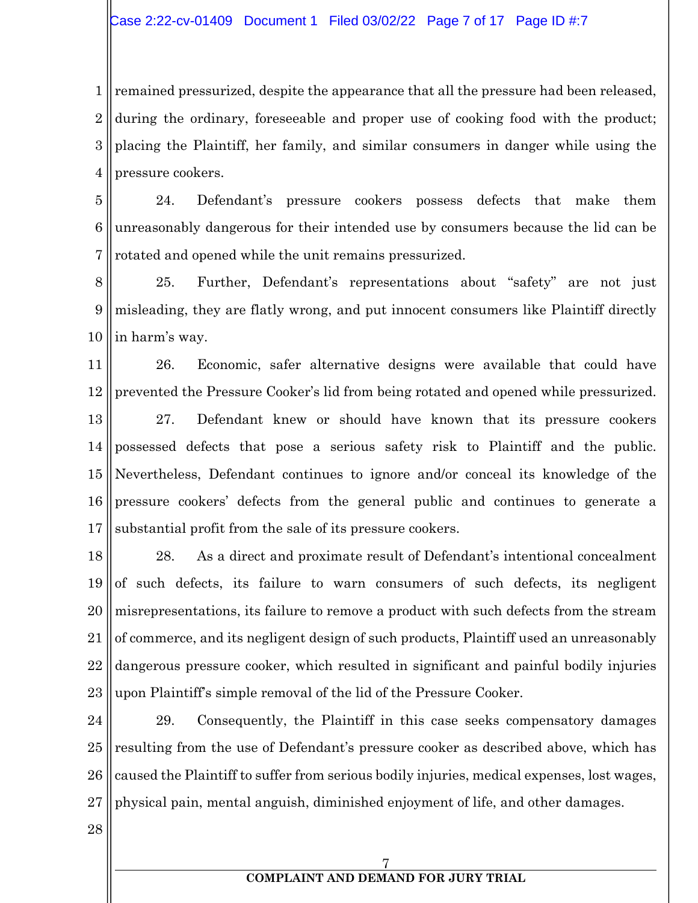remained pressurized, despite the appearance that all the pressure had been released, during the ordinary, foreseeable and proper use of cooking food with the product; placing the Plaintiff, her family, and similar consumers in danger while using the pressure cookers.

24. Defendant's pressure cookers possess defects that make them unreasonably dangerous for their intended use by consumers because the lid can be rotated and opened while the unit remains pressurized.

25. Further, Defendant's representations about "safety" are not just misleading, they are flatly wrong, and put innocent consumers like Plaintiff directly in harm's way.

26. Economic, safer alternative designs were available that could have prevented the Pressure Cooker's lid from being rotated and opened while pressurized.

27. Defendant knew or should have known that its pressure cookers possessed defects that pose a serious safety risk to Plaintiff and the public. Nevertheless, Defendant continues to ignore and/or conceal its knowledge of the pressure cookers' defects from the general public and continues to generate a substantial profit from the sale of its pressure cookers.

28. As a direct and proximate result of Defendant's intentional concealment of such defects, its failure to warn consumers of such defects, its negligent misrepresentations, its failure to remove a product with such defects from the stream of commerce, and its negligent design of such products, Plaintiff used an unreasonably dangerous pressure cooker, which resulted in significant and painful bodily injuries upon Plaintiff's simple removal of the lid of the Pressure Cooker.

29. Consequently, the Plaintiff in this case seeks compensatory damages resulting from the use of Defendant's pressure cooker as described above, which has caused the Plaintiff to suffer from serious bodily injuries, medical expenses, lost wages, physical pain, mental anguish, diminished enjoyment of life, and other damages.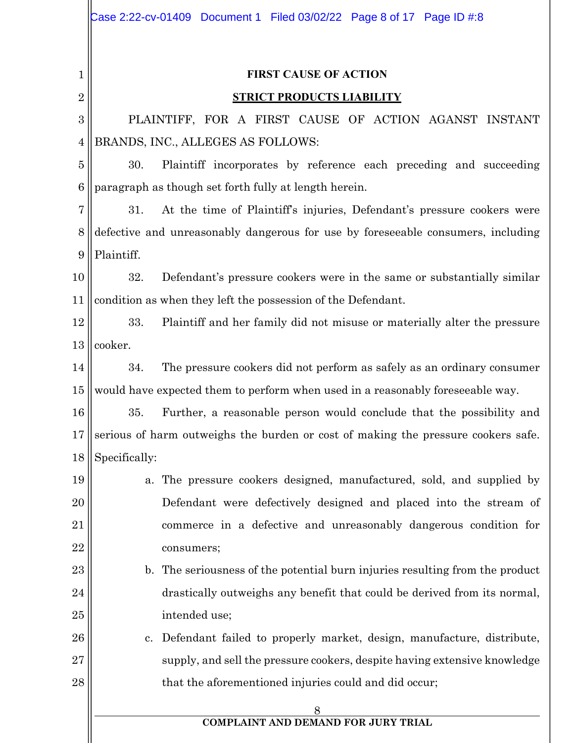**FIRST CAUSE OF ACTION**

**STRICT PRODUCTS LIABILITY**

PLAINTIFF, FOR A FIRST CAUSE OF ACTION AGANST INSTANT BRANDS, INC., ALLEGES AS FOLLOWS:

30. Plaintiff incorporates by reference each preceding and succeeding paragraph as though set forth fully at length herein.

31. At the time of Plaintiff's injuries, Defendant's pressure cookers were defective and unreasonably dangerous for use by foreseeable consumers, including Plaintiff.

32. Defendant's pressure cookers were in the same or substantially similar condition as when they left the possession of the Defendant.

33. Plaintiff and her family did not misuse or materially alter the pressure cooker.

34. The pressure cookers did not perform as safely as an ordinary consumer would have expected them to perform when used in a reasonably foreseeable way.

35. Further, a reasonable person would conclude that the possibility and serious of harm outweighs the burden or cost of making the pressure cookers safe. Specifically:

a. The pressure cookers designed, manufactured, sold, and supplied by Defendant were defectively designed and placed into the stream of commerce in a defective and unreasonably dangerous condition for consumers;

b. The seriousness of the potential burn injuries resulting from the product drastically outweighs any benefit that could be derived from its normal, intended use;

c. Defendant failed to properly market, design, manufacture, distribute, supply, and sell the pressure cookers, despite having extensive knowledge that the aforementioned injuries could and did occur;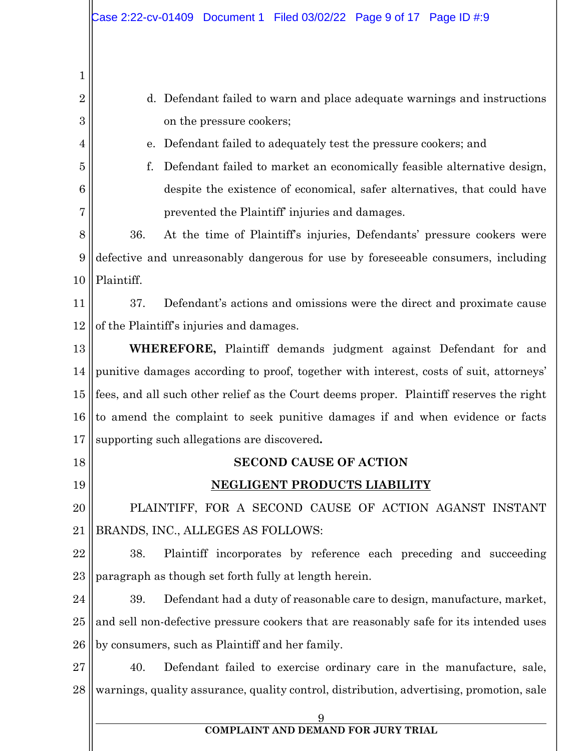d. Defendant failed to warn and place adequate warnings and instructions on the pressure cookers;

e. Defendant failed to adequately test the pressure cookers; and

f. Defendant failed to market an economically feasible alternative design, despite the existence of economical, safer alternatives, that could have prevented the Plaintiff' injuries and damages.

36. At the time of Plaintiff's injuries, Defendants' pressure cookers were defective and unreasonably dangerous for use by foreseeable consumers, including Plaintiff.

37. Defendant's actions and omissions were the direct and proximate cause of the Plaintiff's injuries and damages.

**WHEREFORE,** Plaintiff demands judgment against Defendant for and punitive damages according to proof, together with interest, costs of suit, attorneys' fees, and all such other relief as the Court deems proper. Plaintiff reserves the right to amend the complaint to seek punitive damages if and when evidence or facts supporting such allegations are discovered**.**

**SECOND CAUSE OF ACTION**

**NEGLIGENT PRODUCTS LIABILITY**

PLAINTIFF, FOR A SECOND CAUSE OF ACTION AGANST INSTANT BRANDS, INC., ALLEGES AS FOLLOWS:

38. Plaintiff incorporates by reference each preceding and succeeding paragraph as though set forth fully at length herein.

39. Defendant had a duty of reasonable care to design, manufacture, market, and sell non-defective pressure cookers that are reasonably safe for its intended uses by consumers, such as Plaintiff and her family.

40. Defendant failed to exercise ordinary care in the manufacture, sale, warnings, quality assurance, quality control, distribution, advertising, promotion, sale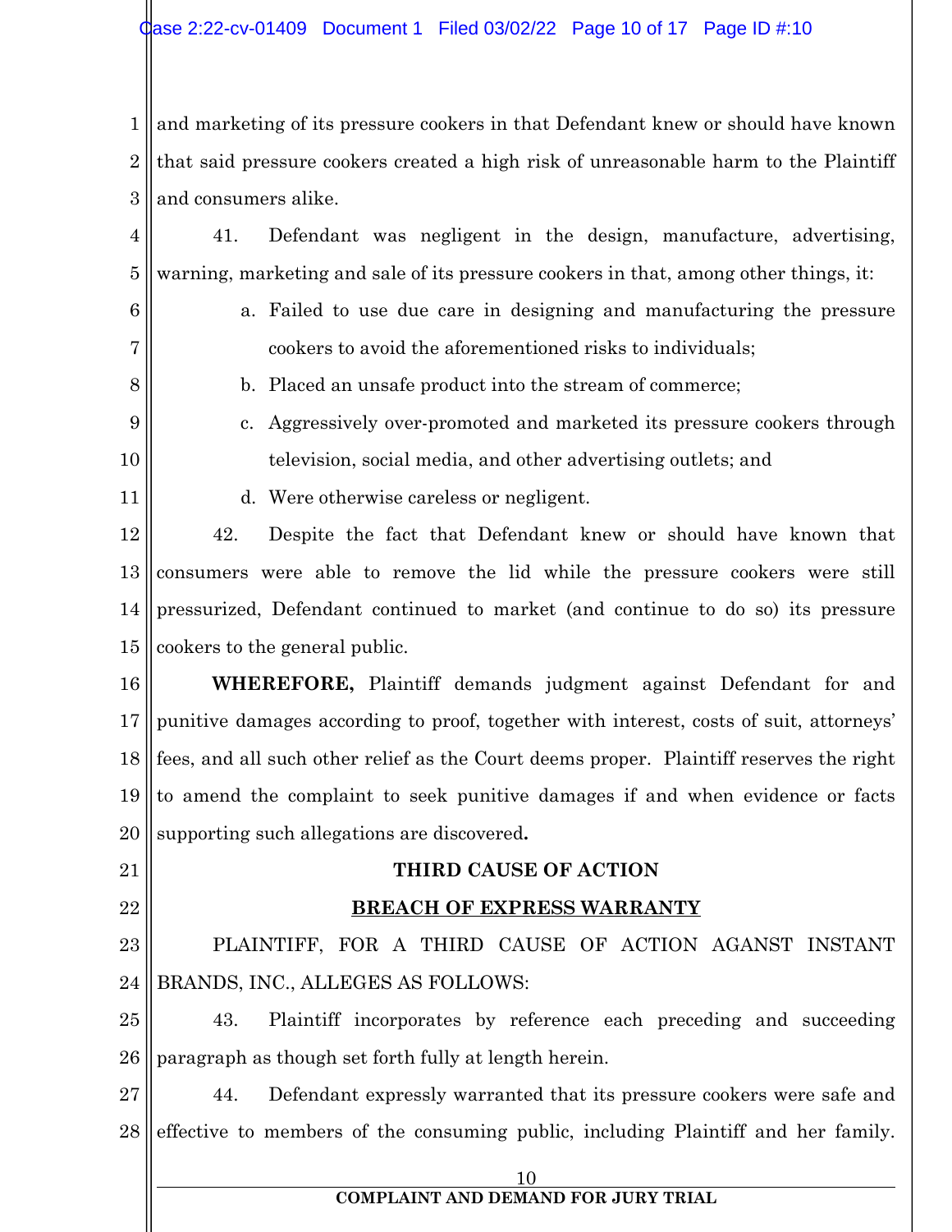and marketing of its pressure cookers in that Defendant knew or should have known that said pressure cookers created a high risk of unreasonable harm to the Plaintiff and consumers alike.

41. Defendant was negligent in the design, manufacture, advertising, warning, marketing and sale of its pressure cookers in that, among other things, it:

a. Failed to use due care in designing and manufacturing the pressure cookers to avoid the aforementioned risks to individuals;

b. Placed an unsafe product into the stream of commerce;

c. Aggressively over-promoted and marketed its pressure cookers through television, social media, and other advertising outlets; and

d. Were otherwise careless or negligent.

42. Despite the fact that Defendant knew or should have known that consumers were able to remove the lid while the pressure cookers were still pressurized, Defendant continued to market (and continue to do so) its pressure cookers to the general public.

**WHEREFORE,** Plaintiff demands judgment against Defendant for and punitive damages according to proof, together with interest, costs of suit, attorneys' fees, and all such other relief as the Court deems proper. Plaintiff reserves the right to amend the complaint to seek punitive damages if and when evidence or facts supporting such allegations are discovered**.**

**THIRD CAUSE OF ACTION**

**BREACH OF EXPRESS WARRANTY**

PLAINTIFF, FOR A THIRD CAUSE OF ACTION AGANST INSTANT BRANDS, INC., ALLEGES AS FOLLOWS:

43. Plaintiff incorporates by reference each preceding and succeeding paragraph as though set forth fully at length herein.

44. Defendant expressly warranted that its pressure cookers were safe and effective to members of the consuming public, including Plaintiff and her family.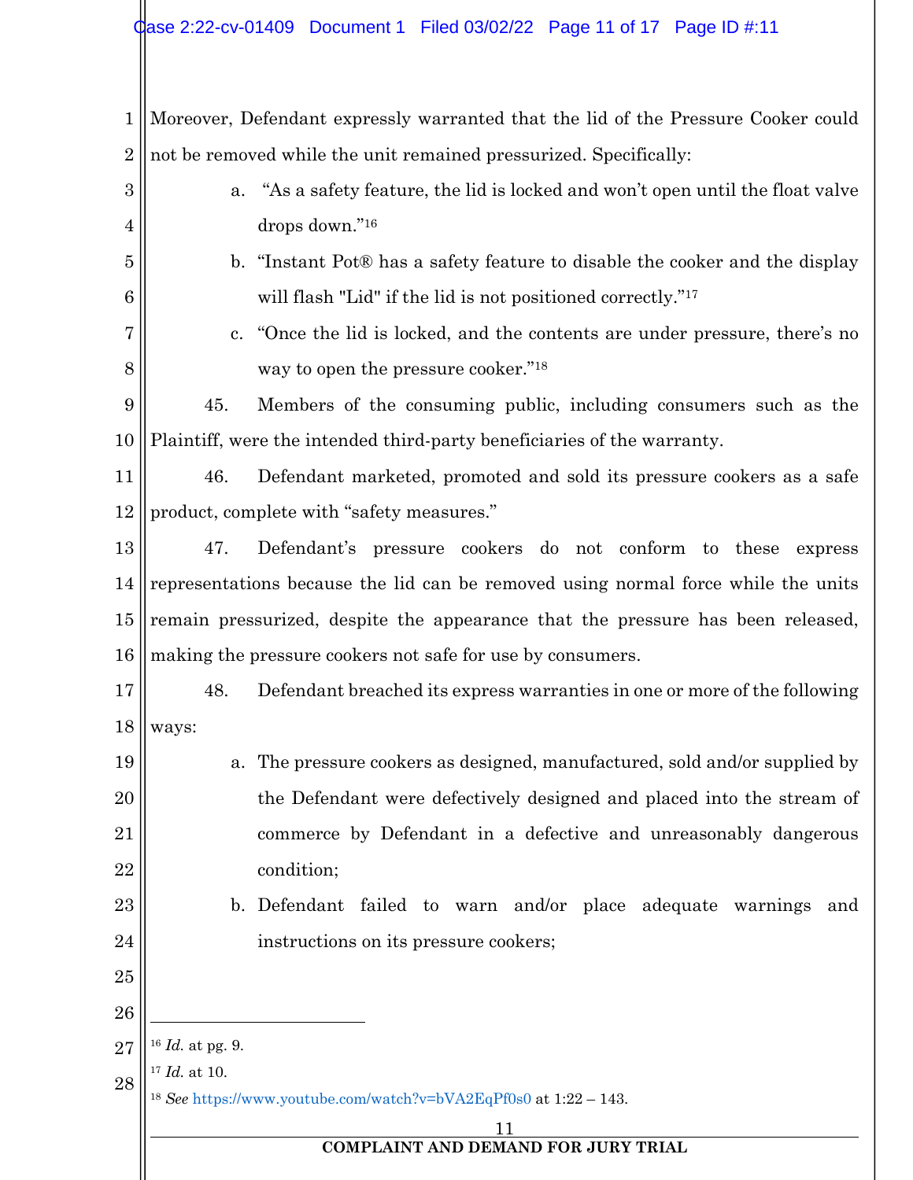Moreover, Defendant expressly warranted that the lid of the Pressure Cooker could not be removed while the unit remained pressurized. Specifically:

a. "As a safety feature, the lid is locked and won't open until the float valve drops down."[16]

b. "Instant Pot® has a safety feature to disable the cooker and the display will flash "Lid" if the lid is not positioned correctly."[17]

c. "Once the lid is locked, and the contents are under pressure, there's no way to open the pressure cooker."[18]

45. Members of the consuming public, including consumers such as the Plaintiff, were the intended third-party beneficiaries of the warranty.

46. Defendant marketed, promoted and sold its pressure cookers as a safe product, complete with "safety measures."

47. Defendant's pressure cookers do not conform to these express representations because the lid can be removed using normal force while the units remain pressurized, despite the appearance that the pressure has been released, making the pressure cookers not safe for use by consumers.

48. Defendant breached its express warranties in one or more of the following ways:

a. The pressure cookers as designed, manufactured, sold and/or supplied by the Defendant were defectively designed and placed into the stream of commerce by Defendant in a defective and unreasonably dangerous condition;

b. Defendant failed to warn and/or place adequate warnings and instructions on its pressure cookers;

---

[16] *Id.* at pg. 9.

[17] *Id.* at 10.

[18] *See* https://www.youtube.com/watch?v=bVA2EqPf0s0 at 1:22 – 143.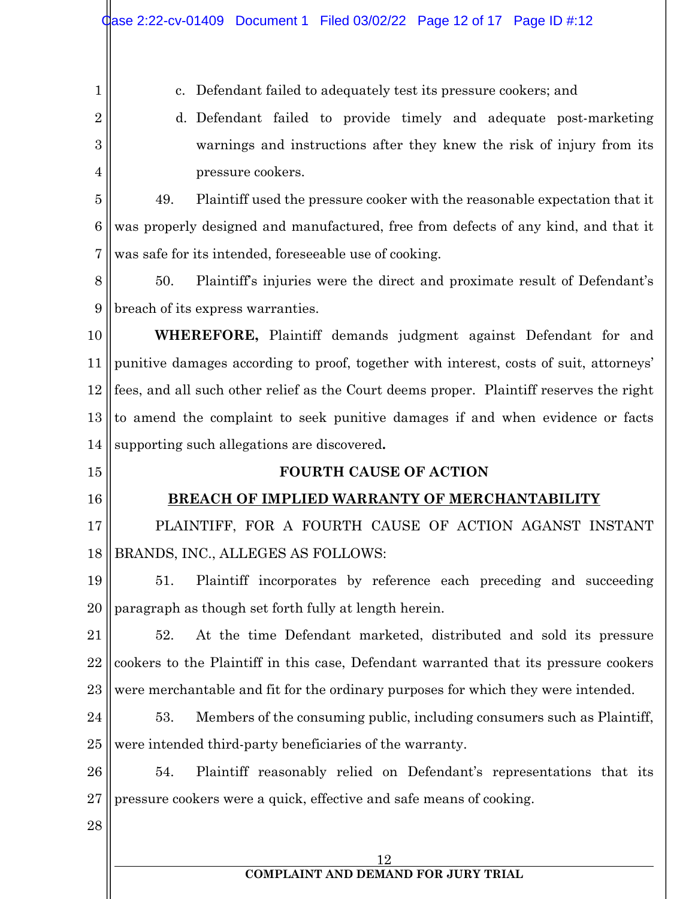c. Defendant failed to adequately test its pressure cookers; and

d. Defendant failed to provide timely and adequate post-marketing warnings and instructions after they knew the risk of injury from its pressure cookers.

49. Plaintiff used the pressure cooker with the reasonable expectation that it was properly designed and manufactured, free from defects of any kind, and that it was safe for its intended, foreseeable use of cooking.

50. Plaintiff's injuries were the direct and proximate result of Defendant's breach of its express warranties.

**WHEREFORE,** Plaintiff demands judgment against Defendant for and punitive damages according to proof, together with interest, costs of suit, attorneys' fees, and all such other relief as the Court deems proper. Plaintiff reserves the right to amend the complaint to seek punitive damages if and when evidence or facts supporting such allegations are discovered**.**

## FOURTH CAUSE OF ACTION

## BREACH OF IMPLIED WARRANTY OF MERCHANTABILITY

PLAINTIFF, FOR A FOURTH CAUSE OF ACTION AGANST INSTANT BRANDS, INC., ALLEGES AS FOLLOWS:

51. Plaintiff incorporates by reference each preceding and succeeding paragraph as though set forth fully at length herein.

52. At the time Defendant marketed, distributed and sold its pressure cookers to the Plaintiff in this case, Defendant warranted that its pressure cookers were merchantable and fit for the ordinary purposes for which they were intended.

53. Members of the consuming public, including consumers such as Plaintiff, were intended third-party beneficiaries of the warranty.

54. Plaintiff reasonably relied on Defendant's representations that its pressure cookers were a quick, effective and safe means of cooking.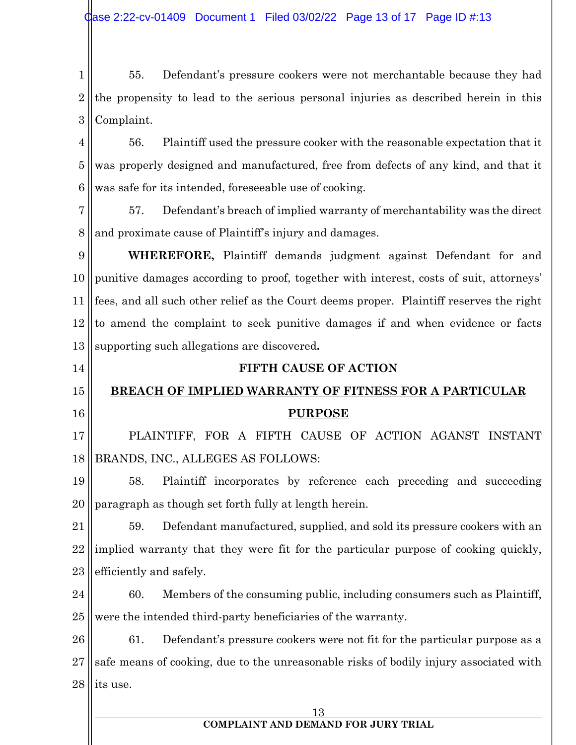55. Defendant's pressure cookers were not merchantable because they had the propensity to lead to the serious personal injuries as described herein in this Complaint.

56. Plaintiff used the pressure cooker with the reasonable expectation that it was properly designed and manufactured, free from defects of any kind, and that it was safe for its intended, foreseeable use of cooking.

57. Defendant's breach of implied warranty of merchantability was the direct and proximate cause of Plaintiff's injury and damages.

**WHEREFORE,** Plaintiff demands judgment against Defendant for and punitive damages according to proof, together with interest, costs of suit, attorneys' fees, and all such other relief as the Court deems proper. Plaintiff reserves the right to amend the complaint to seek punitive damages if and when evidence or facts supporting such allegations are discovered**.**

**FIFTH CAUSE OF ACTION**

**BREACH OF IMPLIED WARRANTY OF FITNESS FOR A PARTICULAR PURPOSE**

PLAINTIFF, FOR A FIFTH CAUSE OF ACTION AGANST INSTANT BRANDS, INC., ALLEGES AS FOLLOWS:

58. Plaintiff incorporates by reference each preceding and succeeding paragraph as though set forth fully at length herein.

59. Defendant manufactured, supplied, and sold its pressure cookers with an implied warranty that they were fit for the particular purpose of cooking quickly, efficiently and safely.

60. Members of the consuming public, including consumers such as Plaintiff, were the intended third-party beneficiaries of the warranty.

61. Defendant's pressure cookers were not fit for the particular purpose as a safe means of cooking, due to the unreasonable risks of bodily injury associated with its use.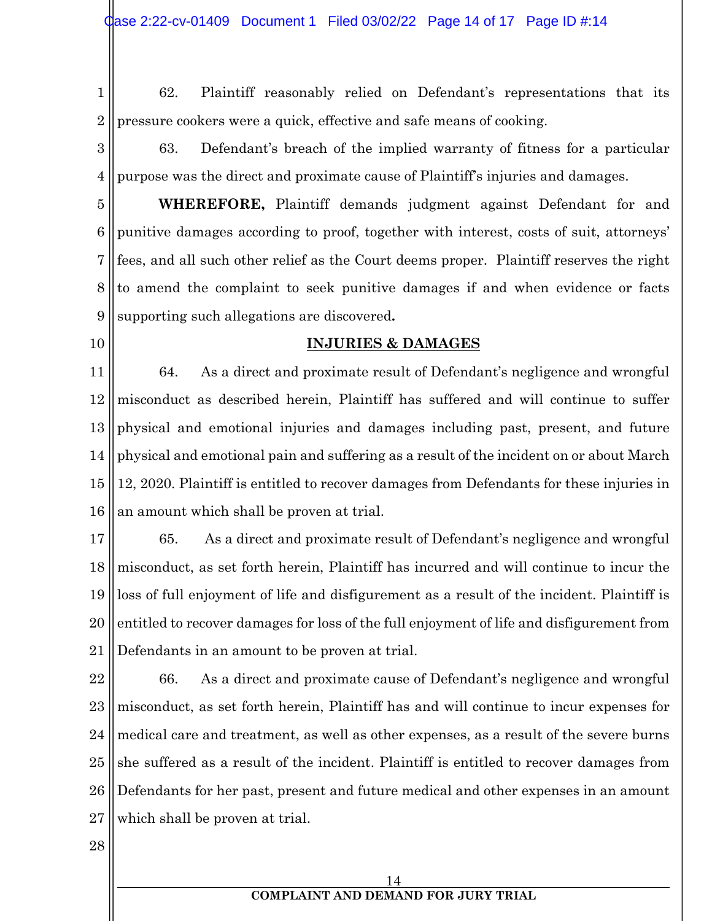62. Plaintiff reasonably relied on Defendant's representations that its pressure cookers were a quick, effective and safe means of cooking.

63. Defendant's breach of the implied warranty of fitness for a particular purpose was the direct and proximate cause of Plaintiff's injuries and damages.

**WHEREFORE,** Plaintiff demands judgment against Defendant for and punitive damages according to proof, together with interest, costs of suit, attorneys' fees, and all such other relief as the Court deems proper. Plaintiff reserves the right to amend the complaint to seek punitive damages if and when evidence or facts supporting such allegations are discovered**.**

## INJURIES & DAMAGES

64. As a direct and proximate result of Defendant's negligence and wrongful misconduct as described herein, Plaintiff has suffered and will continue to suffer physical and emotional injuries and damages including past, present, and future physical and emotional pain and suffering as a result of the incident on or about March 12, 2020. Plaintiff is entitled to recover damages from Defendants for these injuries in an amount which shall be proven at trial.

65. As a direct and proximate result of Defendant's negligence and wrongful misconduct, as set forth herein, Plaintiff has incurred and will continue to incur the loss of full enjoyment of life and disfigurement as a result of the incident. Plaintiff is entitled to recover damages for loss of the full enjoyment of life and disfigurement from Defendants in an amount to be proven at trial.

66. As a direct and proximate cause of Defendant's negligence and wrongful misconduct, as set forth herein, Plaintiff has and will continue to incur expenses for medical care and treatment, as well as other expenses, as a result of the severe burns she suffered as a result of the incident. Plaintiff is entitled to recover damages from Defendants for her past, present and future medical and other expenses in an amount which shall be proven at trial.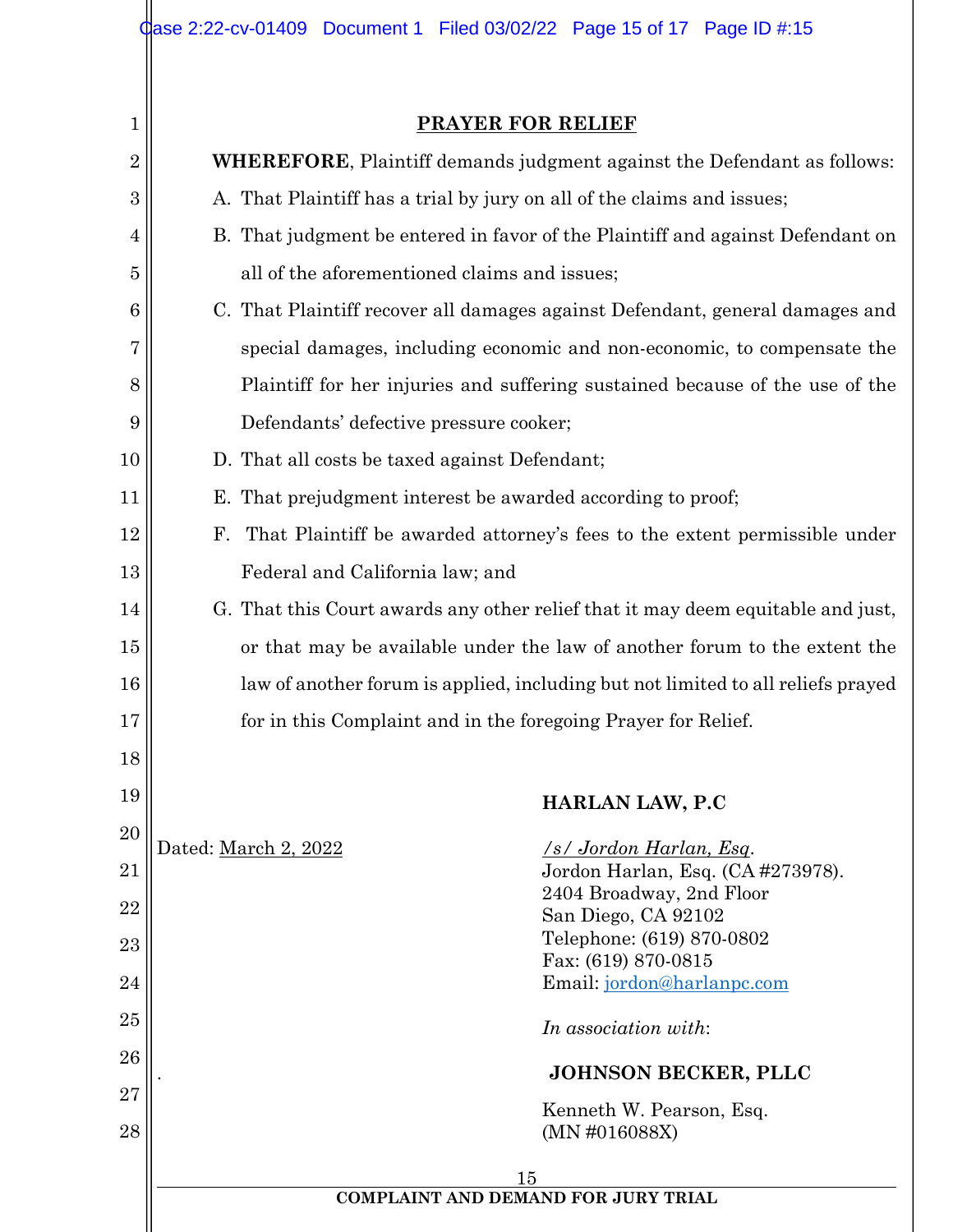## PRAYER FOR RELIEF

**WHEREFORE**, Plaintiff demands judgment against the Defendant as follows:

A. That Plaintiff has a trial by jury on all of the claims and issues;

B. That judgment be entered in favor of the Plaintiff and against Defendant on all of the aforementioned claims and issues;

C. That Plaintiff recover all damages against Defendant, general damages and special damages, including economic and non-economic, to compensate the Plaintiff for her injuries and suffering sustained because of the use of the Defendants' defective pressure cooker;

D. That all costs be taxed against Defendant;

E. That prejudgment interest be awarded according to proof;

F. That Plaintiff be awarded attorney's fees to the extent permissible under Federal and California law; and

G. That this Court awards any other relief that it may deem equitable and just, or that may be available under the law of another forum to the extent the law of another forum is applied, including but not limited to all reliefs prayed for in this Complaint and in the foregoing Prayer for Relief.

Dated: March 2, 2022

**HARLAN LAW, P.C**

*/s/ Jordon Harlan, Esq*.
Jordon Harlan, Esq. (CA #273978).
2404 Broadway, 2nd Floor
San Diego, CA 92102
Telephone: (619) 870-0802
Fax: (619) 870-0815
Email: jordon@harlanpc.com

*In association with*:

**JOHNSON BECKER, PLLC**

Kenneth W. Pearson, Esq.
(MN #016088X)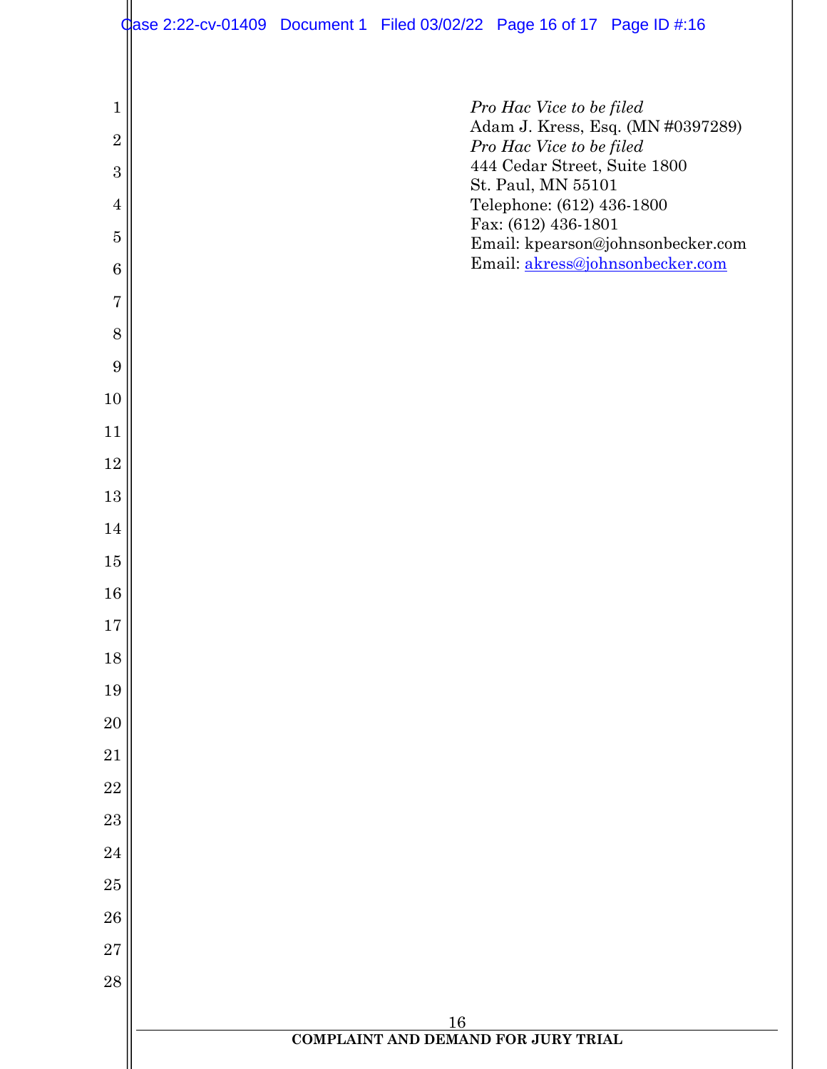*Pro Hac Vice to be filed*
Adam J. Kress, Esq. (MN #0397289)
*Pro Hac Vice to be filed*
444 Cedar Street, Suite 1800
St. Paul, MN 55101
Telephone: (612) 436-1800
Fax: (612) 436-1801
Email: kpearson@johnsonbecker.com
Email: akress@johnsonbecker.com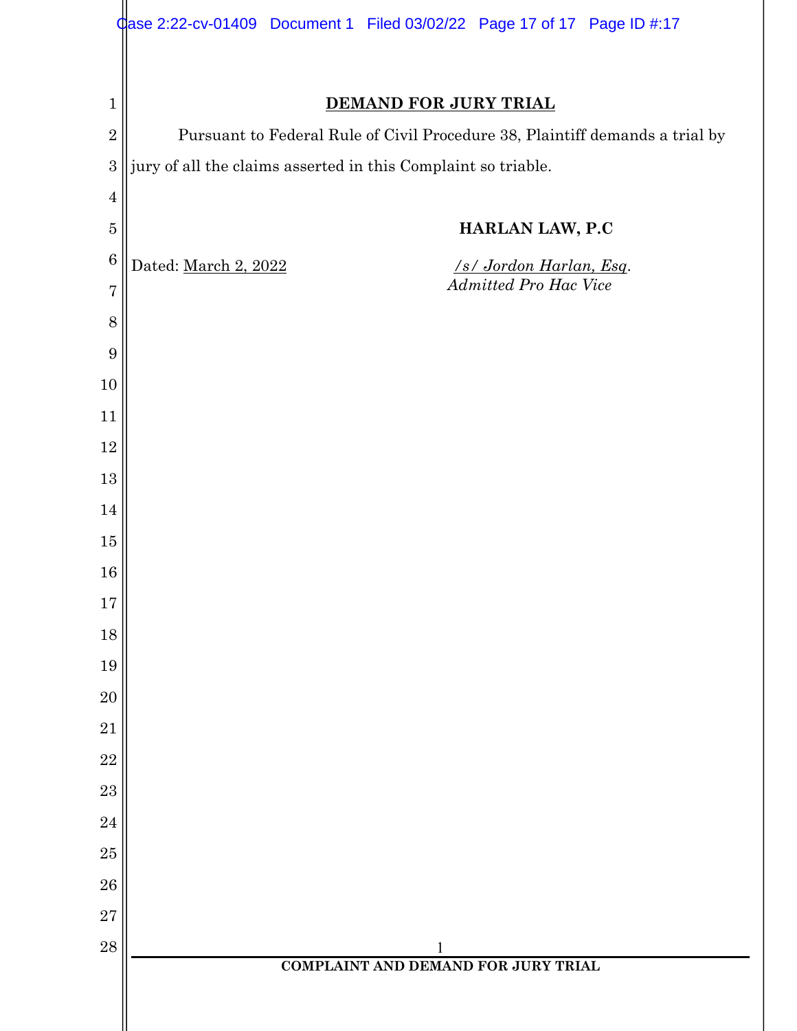**DEMAND FOR JURY TRIAL**

Pursuant to Federal Rule of Civil Procedure 38, Plaintiff demands a trial by jury of all the claims asserted in this Complaint so triable.

**HARLAN LAW, P.C**

Dated: March 2, 2022

*/s/ Jordon Harlan, Esq.*
*Admitted Pro Hac Vice*